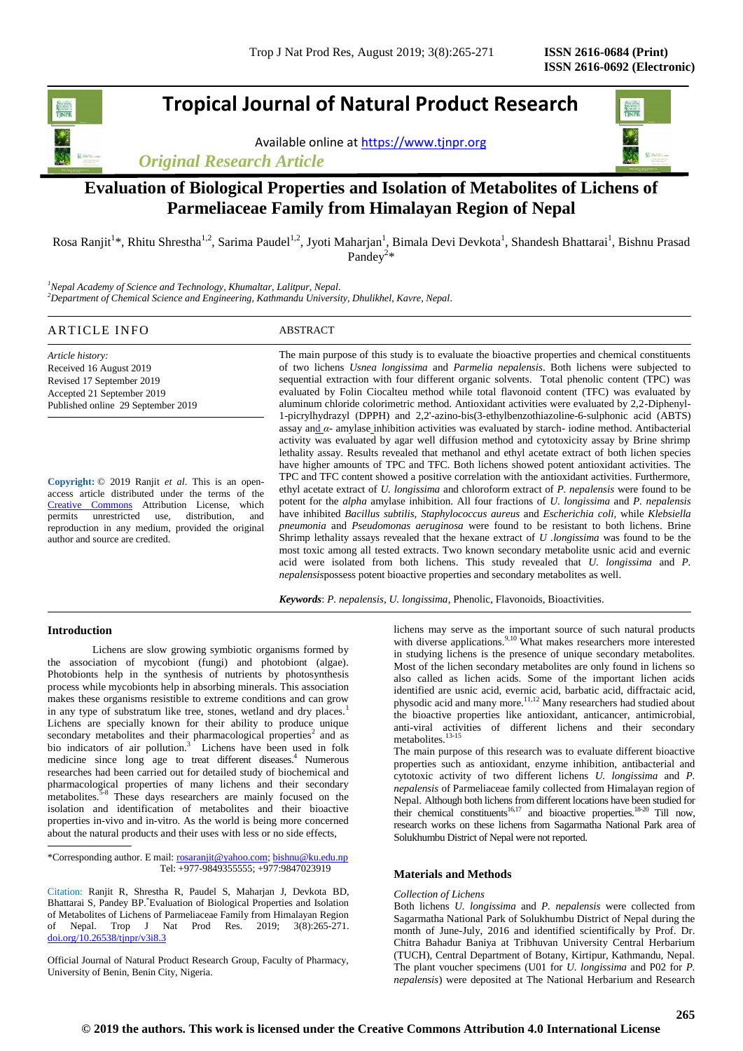# Tropical Journal of Natural Product Research

Available online at https://www.tjnpr.org

*Original Research Article*

# Evaluation of Biological Properties and Isolation of Metabolites of Lichens of Parmeliaceae Family from Himalayan Region of Nepal

Rosa Ranjit[1]*, Rhitu Shrestha[1,2], Sarima Paudel[1,2], Jyoti Maharjan[1], Bimala Devi Devkota[1], Shandesh Bhattarai[1], Bishnu Prasad Pandey[2]*

[1]*Nepal Academy of Science and Technology, Khumaltar, Lalitpur, Nepal.*
[2]*Department of Chemical Science and Engineering, Kathmandu University, Dhulikhel, Kavre, Nepal.*

## ARTICLE INFO

*Article history:*
Received 16 August 2019
Revised 17 September 2019
Accepted 21 September 2019
Published online 29 September 2019

**Copyright:** © 2019 Ranjit *et al*. This is an open-access article distributed under the terms of the Creative Commons Attribution License, which permits unrestricted use, distribution, and reproduction in any medium, provided the original author and source are credited.

## ABSTRACT

The main purpose of this study is to evaluate the bioactive properties and chemical constituents of two lichens *Usnea longissima* and *Parmelia nepalensis*. Both lichens were subjected to sequential extraction with four different organic solvents. Total phenolic content (TPC) was evaluated by Folin Ciocalteu method while total flavonoid content (TFC) was evaluated by aluminum chloride colorimetric method. Antioxidant activities were evaluated by 2,2-Diphenyl-1-picrylhydrazyl (DPPH) and 2,2'-azino-bis(3-ethylbenzothiazoline-6-sulphonic acid (ABTS) assay and *α*- amylase inhibition activities was evaluated by starch- iodine method. Antibacterial activity was evaluated by agar well diffusion method and cytotoxicity assay by Brine shrimp lethality assay. Results revealed that methanol and ethyl acetate extract of both lichen species have higher amounts of TPC and TFC. Both lichens showed potent antioxidant activities. The TPC and TFC content showed a positive correlation with the antioxidant activities. Furthermore, ethyl acetate extract of *U. longissima* and chloroform extract of *P. nepalensis* were found to be potent for the *alpha* amylase inhibition. All four fractions of *U. longissima* and *P. nepalensis* have inhibited *Bacillus subtilis, Staphylococcus aureus* and *Escherichia coli,* while *Klebsiella pneumonia* and *Pseudomonas aeruginosa* were found to be resistant to both lichens. Brine Shrimp lethality assays revealed that the hexane extract of *U .longissima* was found to be the most toxic among all tested extracts. Two known secondary metabolite usnic acid and evernic acid were isolated from both lichens. This study revealed that *U. longissima* and *P. nepalensis*possess potent bioactive properties and secondary metabolites as well.

***Keywords***: *P. nepalensis*, *U. longissima,* Phenolic, Flavonoids, Bioactivities.

## Introduction

Lichens are slow growing symbiotic organisms formed by the association of mycobiont (fungi) and photobiont (algae). Photobionts help in the synthesis of nutrients by photosynthesis process while mycobionts help in absorbing minerals. This association makes these organisms resistible to extreme conditions and can grow in any type of substratum like tree, stones, wetland and dry places.[1] Lichens are specially known for their ability to produce unique secondary metabolites and their pharmacological properties[2] and as bio indicators of air pollution.[3] Lichens have been used in folk medicine since long age to treat different diseases.[4] Numerous researches had been carried out for detailed study of biochemical and pharmacological properties of many lichens and their secondary metabolites.[5-8] These days researchers are mainly focused on the isolation and identification of metabolites and their bioactive properties in-vivo and in-vitro. As the world is being more concerned about the natural products and their uses with less or no side effects, lichens may serve as the important source of such natural products with diverse applications.[9,10] What makes researchers more interested in studying lichens is the presence of unique secondary metabolites. Most of the lichen secondary metabolites are only found in lichens so also called as lichen acids. Some of the important lichen acids identified are usnic acid, evernic acid, barbatic acid, diffractaic acid, physodic acid and many more.[11,12] Many researchers had studied about the bioactive properties like antioxidant, anticancer, antimicrobial, anti-viral activities of different lichens and their secondary metabolites.[13-15]

The main purpose of this research was to evaluate different bioactive properties such as antioxidant, enzyme inhibition, antibacterial and cytotoxic activity of two different lichens *U. longissima* and *P. nepalensis* of Parmeliaceae family collected from Himalayan region of Nepal. Although both lichens from different locations have been studied for their chemical constituents[16,17] and bioactive properties.[18-20] Till now, research works on these lichens from Sagarmatha National Park area of Solukhumbu District of Nepal were not reported.

## Materials and Methods

*Collection of Lichens*

Both lichens *U. longissima* and *P. nepalensis* were collected from Sagarmatha National Park of Solukhumbu District of Nepal during the month of June-July, 2016 and identified scientifically by Prof. Dr. Chitra Bahadur Baniya at Tribhuvan University Central Herbarium (TUCH), Central Department of Botany, Kirtipur, Kathmandu, Nepal. The plant voucher specimens (U01 for *U. longissima* and P02 for *P. nepalensis*) were deposited at The National Herbarium and Research

*Corresponding author. E mail: rosaranjit@yahoo.com; bishnu@ku.edu.np
Tel: +977-9849355555; +977:9847023919

Citation: Ranjit R, Shrestha R, Paudel S, Maharjan J, Devkota BD, Bhattarai S, Pandey BP.*Evaluation of Biological Properties and Isolation of Metabolites of Lichens of Parmeliaceae Family from Himalayan Region of Nepal. Trop J Nat Prod Res. 2019; 3(8):265-271. doi.org/10.26538/tjnpr/v3i8.3

Official Journal of Natural Product Research Group, Faculty of Pharmacy, University of Benin, Benin City, Nigeria.

© 2019 the authors. This work is licensed under the Creative Commons Attribution 4.0 International License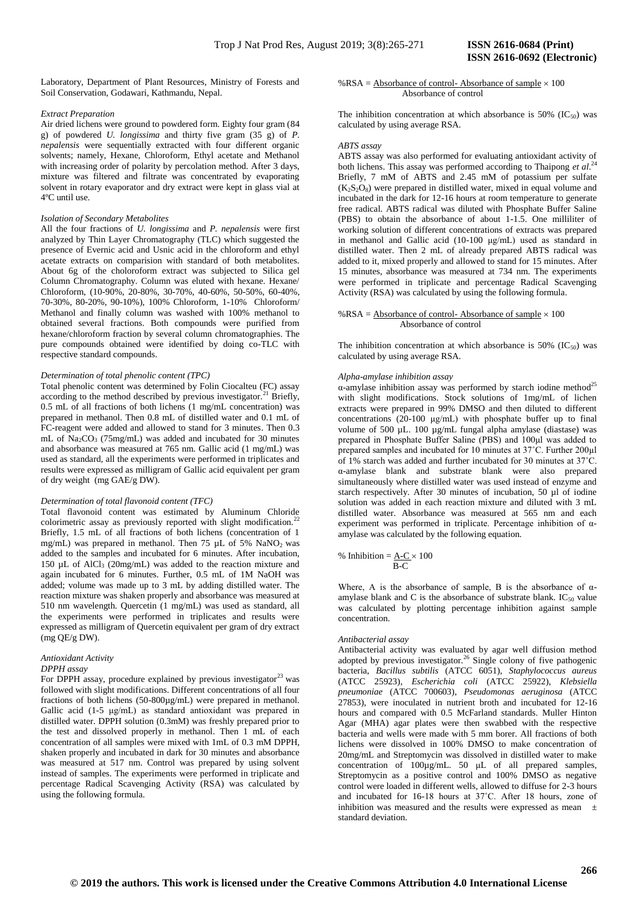Laboratory, Department of Plant Resources, Ministry of Forests and Soil Conservation, Godawari, Kathmandu, Nepal.

*Extract Preparation*

Air dried lichens were ground to powdered form. Eighty four gram (84 g) of powdered *U. longissima* and thirty five gram (35 g) of *P. nepalensis* were sequentially extracted with four different organic solvents; namely, Hexane, Chloroform, Ethyl acetate and Methanol with increasing order of polarity by percolation method. After 3 days, mixture was filtered and filtrate was concentrated by evaporating solvent in rotary evaporator and dry extract were kept in glass vial at 4ºC until use.

*Isolation of Secondary Metabolites*

All the four fractions of *U. longissima* and *P. nepalensis* were first analyzed by Thin Layer Chromatography (TLC) which suggested the presence of Evernic acid and Usnic acid in the chloroform and ethyl acetate extracts on comparision with standard of both metabolites. About 6g of the choloroform extract was subjected to Silica gel Column Chromatography. Column was eluted with hexane. Hexane/ Chloroform, (10-90%, 20-80%, 30-70%, 40-60%, 50-50%, 60-40%, 70-30%, 80-20%, 90-10%), 100% Chloroform, 1-10% Chloroform/ Methanol and finally column was washed with 100% methanol to obtained several fractions. Both compounds were purified from hexane/chloroform fraction by several column chromatographies. The pure compounds obtained were identified by doing co-TLC with respective standard compounds.

*Determination of total phenolic content (TPC)*

Total phenolic content was determined by Folin Ciocalteu (FC) assay according to the method described by previous investigator.[21] Briefly, 0.5 mL of all fractions of both lichens (1 mg/mL concentration) was prepared in methanol. Then 0.8 mL of distilled water and 0.1 mL of FC-reagent were added and allowed to stand for 3 minutes. Then 0.3 mL of $Na_2CO_3$ (75mg/mL) was added and incubated for 30 minutes and absorbance was measured at 765 nm. Gallic acid (1 mg/mL) was used as standard, all the experiments were performed in triplicates and results were expressed as milligram of Gallic acid equivalent per gram of dry weight (mg GAE/g DW).

*Determination of total flavonoid content (TFC)*

Total flavonoid content was estimated by Aluminum Chloride colorimetric assay as previously reported with slight modification.[22] Briefly, 1.5 mL of all fractions of both lichens (concentration of 1 mg/mL) was prepared in methanol. Then 75 µL of 5% $NaNO_2$ was added to the samples and incubated for 6 minutes. After incubation, 150 µL of $AlCl_3$ (20mg/mL) was added to the reaction mixture and again incubated for 6 minutes. Further, 0.5 mL of 1M NaOH was added; volume was made up to 3 mL by adding distilled water. The reaction mixture was shaken properly and absorbance was measured at 510 nm wavelength. Quercetin (1 mg/mL) was used as standard, all the experiments were performed in triplicates and results were expressed as milligram of Quercetin equivalent per gram of dry extract (mg QE/g DW).

*Antioxidant Activity*

*DPPH assay*

For DPPH assay, procedure explained by previous investigator[23] was followed with slight modifications. Different concentrations of all four fractions of both lichens (50-800µg/mL) were prepared in methanol. Gallic acid (1-5 µg/mL) as standard antioxidant was prepared in distilled water. DPPH solution (0.3mM) was freshly prepared prior to the test and dissolved properly in methanol. Then 1 mL of each concentration of all samples were mixed with 1mL of 0.3 mM DPPH, shaken properly and incubated in dark for 30 minutes and absorbance was measured at 517 nm. Control was prepared by using solvent instead of samples. The experiments were performed in triplicate and percentage Radical Scavenging Activity (RSA) was calculated by using the following formula.

$$\%RSA = \frac{\text{Absorbance of control} - \text{Absorbance of sample}}{\text{Absorbance of control}} \times 100$$

The inhibition concentration at which absorbance is 50% ($IC_{50}$) was calculated by using average RSA.

*ABTS assay*

ABTS assay was also performed for evaluating antioxidant activity of both lichens. This assay was performed according to Thaipong *et al*.[24] Briefly, 7 mM of ABTS and 2.45 mM of potassium per sulfate ($K_2S_2O_8$) were prepared in distilled water, mixed in equal volume and incubated in the dark for 12-16 hours at room temperature to generate free radical. ABTS radical was diluted with Phosphate Buffer Saline (PBS) to obtain the absorbance of about 1-1.5. One milliliter of working solution of different concentrations of extracts was prepared in methanol and Gallic acid (10-100 µg/mL) used as standard in distilled water. Then 2 mL of already prepared ABTS radical was added to it, mixed properly and allowed to stand for 15 minutes. After 15 minutes, absorbance was measured at 734 nm. The experiments were performed in triplicate and percentage Radical Scavenging Activity (RSA) was calculated by using the following formula.

$$\%RSA = \frac{\text{Absorbance of control} - \text{Absorbance of sample}}{\text{Absorbance of control}} \times 100$$

The inhibition concentration at which absorbance is 50% ($IC_{50}$) was calculated by using average RSA.

*Alpha-amylase inhibition assay*

α-amylase inhibition assay was performed by starch iodine method[25] with slight modifications. Stock solutions of 1mg/mL of lichen extracts were prepared in 99% DMSO and then diluted to different concentrations (20-100 µg/mL) with phosphate buffer up to final volume of 500 µL. 100 µg/mL fungal alpha amylase (diastase) was prepared in Phosphate Buffer Saline (PBS) and 100µl was added to prepared samples and incubated for 10 minutes at 37˚C. Further 200µl of 1% starch was added and further incubated for 30 minutes at 37˚C. α-amylase blank and substrate blank were also prepared simultaneously where distilled water was used instead of enzyme and starch respectively. After 30 minutes of incubation, 50 µl of iodine solution was added in each reaction mixture and diluted with 3 mL distilled water. Absorbance was measured at 565 nm and each experiment was performed in triplicate. Percentage inhibition of α-amylase was calculated by the following equation.

$$\% \text{ Inhibition} = \frac{A-C}{B-C} \times 100$$

Where, A is the absorbance of sample, B is the absorbance of α-amylase blank and C is the absorbance of substrate blank. $IC_{50}$ value was calculated by plotting percentage inhibition against sample concentration.

*Antibacterial assay*

Antibacterial activity was evaluated by agar well diffusion method adopted by previous investigator.[26] Single colony of five pathogenic bacteria, *Bacillus subtilis* (ATCC 6051), *Staphylococcus aureus* (ATCC 25923), *Escherichia coli* (ATCC 25922), *Klebsiella pneumoniae* (ATCC 700603), *Pseudomonas aeruginosa* (ATCC 27853), were inoculated in nutrient broth and incubated for 12-16 hours and compared with 0.5 McFarland standards. Muller Hinton Agar (MHA) agar plates were then swabbed with the respective bacteria and wells were made with 5 mm borer. All fractions of both lichens were dissolved in 100% DMSO to make concentration of 20mg/mL and Streptomycin was dissolved in distilled water to make concentration of 100µg/mL. 50 µL of all prepared samples, Streptomycin as a positive control and 100% DMSO as negative control were loaded in different wells, allowed to diffuse for 2-3 hours and incubated for 16-18 hours at 37˚C. After 18 hours, zone of inhibition was measured and the results were expressed as mean ± standard deviation.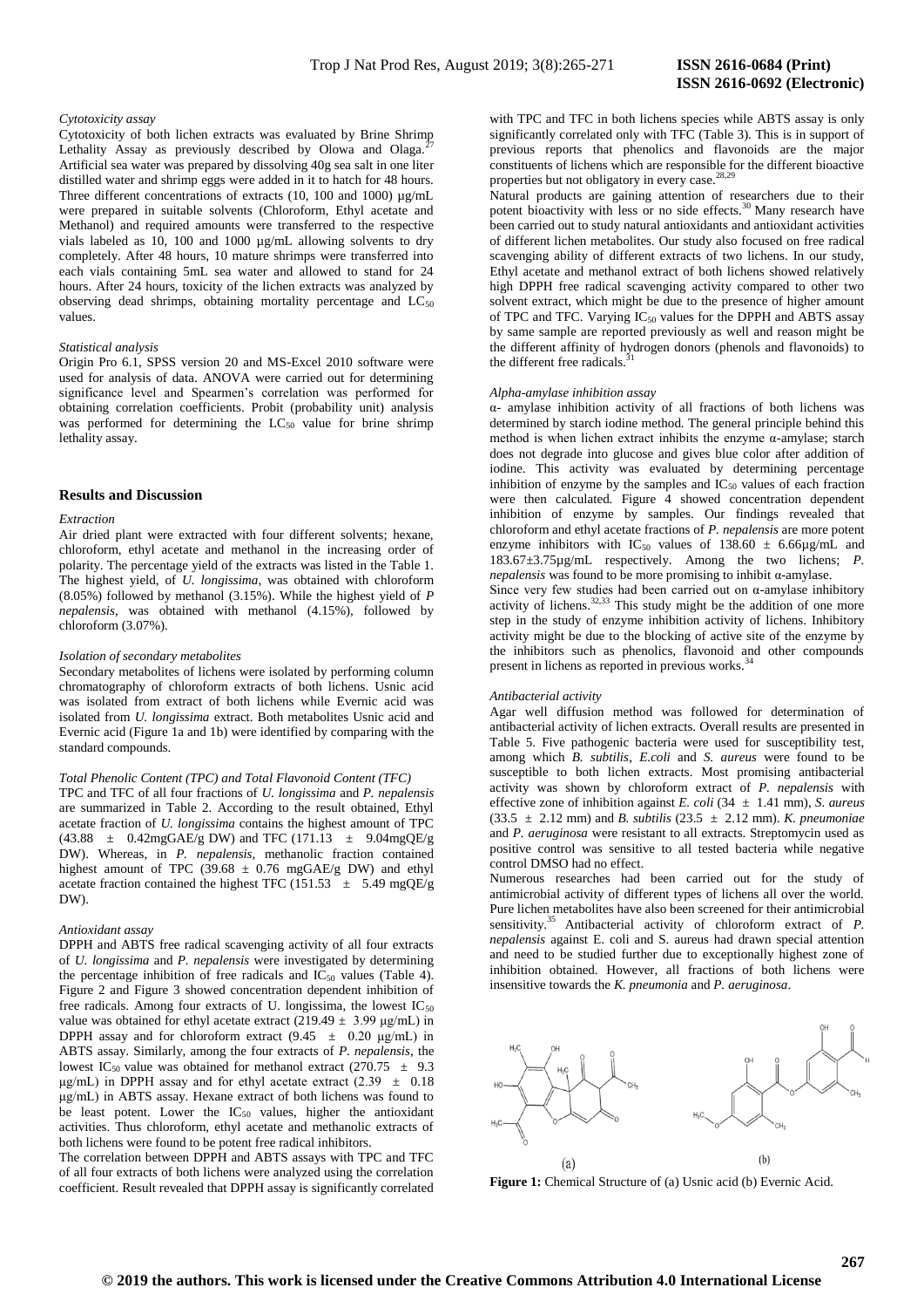*Cytotoxicity assay*

Cytotoxicity of both lichen extracts was evaluated by Brine Shrimp Lethality Assay as previously described by Olowa and Olaga.[27] Artificial sea water was prepared by dissolving 40g sea salt in one liter distilled water and shrimp eggs were added in it to hatch for 48 hours. Three different concentrations of extracts (10, 100 and 1000) µg/mL were prepared in suitable solvents (Chloroform, Ethyl acetate and Methanol) and required amounts were transferred to the respective vials labeled as 10, 100 and 1000 µg/mL allowing solvents to dry completely. After 48 hours, 10 mature shrimps were transferred into each vials containing 5mL sea water and allowed to stand for 24 hours. After 24 hours, toxicity of the lichen extracts was analyzed by observing dead shrimps, obtaining mortality percentage and $LC_{50}$ values.

*Statistical analysis*

Origin Pro 6.1, SPSS version 20 and MS-Excel 2010 software were used for analysis of data. ANOVA were carried out for determining significance level and Spearmen's correlation was performed for obtaining correlation coefficients. Probit (probability unit) analysis was performed for determining the $LC_{50}$ value for brine shrimp lethality assay.

## Results and Discussion

*Extraction*

Air dried plant were extracted with four different solvents; hexane, chloroform, ethyl acetate and methanol in the increasing order of polarity. The percentage yield of the extracts was listed in the Table 1. The highest yield, of *U. longissima*, was obtained with chloroform (8.05%) followed by methanol (3.15%). While the highest yield of *P nepalensis*, was obtained with methanol (4.15%), followed by chloroform (3.07%).

*Isolation of secondary metabolites*

Secondary metabolites of lichens were isolated by performing column chromatography of chloroform extracts of both lichens. Usnic acid was isolated from extract of both lichens while Evernic acid was isolated from *U. longissima* extract. Both metabolites Usnic acid and Evernic acid (Figure 1a and 1b) were identified by comparing with the standard compounds.

*Total Phenolic Content (TPC) and Total Flavonoid Content (TFC)*

TPC and TFC of all four fractions of *U. longissima* and *P. nepalensis* are summarized in Table 2. According to the result obtained, Ethyl acetate fraction of *U. longissima* contains the highest amount of TPC (43.88 ± 0.42mgGAE/g DW) and TFC (171.13 ± 9.04mgQE/g DW). Whereas, in *P. nepalensis*, methanolic fraction contained highest amount of TPC (39.68 ± 0.76 mgGAE/g DW) and ethyl acetate fraction contained the highest TFC (151.53 ± 5.49 mgQE/g DW).

*Antioxidant assay*

DPPH and ABTS free radical scavenging activity of all four extracts of *U. longissima* and *P. nepalensis* were investigated by determining the percentage inhibition of free radicals and $IC_{50}$ values (Table 4). Figure 2 and Figure 3 showed concentration dependent inhibition of free radicals. Among four extracts of U. longissima, the lowest $IC_{50}$ value was obtained for ethyl acetate extract (219.49 ± 3.99 µg/mL) in DPPH assay and for chloroform extract (9.45 ± 0.20 µg/mL) in ABTS assay. Similarly, among the four extracts of *P. nepalensis*, the lowest $IC_{50}$ value was obtained for methanol extract (270.75 ± 9.3 µg/mL) in DPPH assay and for ethyl acetate extract (2.39 ± 0.18 µg/mL) in ABTS assay. Hexane extract of both lichens was found to be least potent. Lower the $IC_{50}$ values, higher the antioxidant activities. Thus chloroform, ethyl acetate and methanolic extracts of both lichens were found to be potent free radical inhibitors.

The correlation between DPPH and ABTS assays with TPC and TFC of all four extracts of both lichens were analyzed using the correlation coefficient. Result revealed that DPPH assay is significantly correlated with TPC and TFC in both lichens species while ABTS assay is only significantly correlated only with TFC (Table 3). This is in support of previous reports that phenolics and flavonoids are the major constituents of lichens which are responsible for the different bioactive properties but not obligatory in every case.[28,29]

Natural products are gaining attention of researchers due to their potent bioactivity with less or no side effects.[30] Many research have been carried out to study natural antioxidants and antioxidant activities of different lichen metabolites. Our study also focused on free radical scavenging ability of different extracts of two lichens. In our study, Ethyl acetate and methanol extract of both lichens showed relatively high DPPH free radical scavenging activity compared to other two solvent extract, which might be due to the presence of higher amount of TPC and TFC. Varying $IC_{50}$ values for the DPPH and ABTS assay by same sample are reported previously as well and reason might be the different affinity of hydrogen donors (phenols and flavonoids) to the different free radicals.[31]

*Alpha-amylase inhibition assay*

α- amylase inhibition activity of all fractions of both lichens was determined by starch iodine method. The general principle behind this method is when lichen extract inhibits the enzyme α-amylase; starch does not degrade into glucose and gives blue color after addition of iodine. This activity was evaluated by determining percentage inhibition of enzyme by the samples and $IC_{50}$ values of each fraction were then calculated. Figure 4 showed concentration dependent inhibition of enzyme by samples. Our findings revealed that chloroform and ethyl acetate fractions of *P. nepalensis* are more potent enzyme inhibitors with $IC_{50}$ values of 138.60 ± 6.66µg/mL and 183.67±3.75µg/mL respectively. Among the two lichens; *P. nepalensis* was found to be more promising to inhibit α-amylase.

Since very few studies had been carried out on α-amylase inhibitory activity of lichens.[32,33] This study might be the addition of one more step in the study of enzyme inhibition activity of lichens. Inhibitory activity might be due to the blocking of active site of the enzyme by the inhibitors such as phenolics, flavonoid and other compounds present in lichens as reported in previous works.[34]

*Antibacterial activity*

Agar well diffusion method was followed for determination of antibacterial activity of lichen extracts. Overall results are presented in Table 5. Five pathogenic bacteria were used for susceptibility test, among which *B. subtilis*, *E.coli* and *S. aureus* were found to be susceptible to both lichen extracts. Most promising antibacterial activity was shown by chloroform extract of *P. nepalensis* with effective zone of inhibition against *E. coli* (34 ± 1.41 mm), *S. aureus* (33.5 ± 2.12 mm) and *B. subtilis* (23.5 ± 2.12 mm). *K. pneumoniae* and *P. aeruginosa* were resistant to all extracts. Streptomycin used as positive control was sensitive to all tested bacteria while negative control DMSO had no effect.

Numerous researches had been carried out for the study of antimicrobial activity of different types of lichens all over the world. Pure lichen metabolites have also been screened for their antimicrobial sensitivity.[35] Antibacterial activity of chloroform extract of *P. nepalensis* against E. coli and S. aureus had drawn special attention and need to be studied further due to exceptionally highest zone of inhibition obtained. However, all fractions of both lichens were insensitive towards the *K. pneumonia* and *P. aeruginosa*.

**Figure 1:** Chemical Structure of (a) Usnic acid (b) Evernic Acid.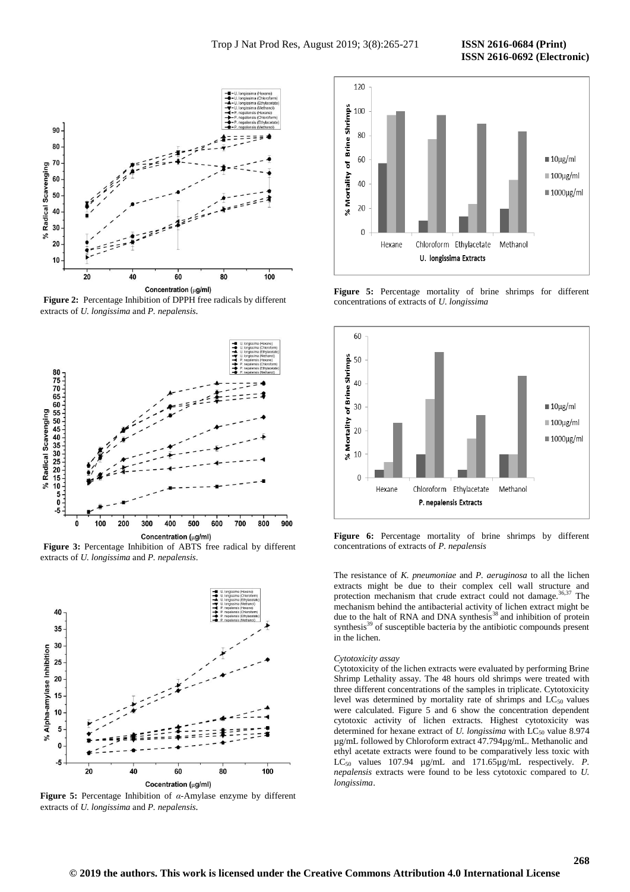**Figure 2:** Percentage Inhibition of DPPH free radicals by different extracts of *U. longissima* and *P. nepalensis*.

**Figure 3:** Percentage Inhibition of ABTS free radical by different extracts of *U. longissima* and *P. nepalensis*.

**Figure 5:** Percentage Inhibition of α-Amylase enzyme by different extracts of *U. longissima* and *P. nepalensis*.

**Figure 5:** Percentage mortality of brine shrimps for different concentrations of extracts of *U. longissima*

**Figure 6:** Percentage mortality of brine shrimps by different concentrations of extracts of *P. nepalensis*

The resistance of *K. pneumoniae* and *P. aeruginosa* to all the lichen extracts might be due to their complex cell wall structure and protection mechanism that crude extract could not damage.[36,37] The mechanism behind the antibacterial activity of lichen extract might be due to the halt of RNA and DNA synthesis[38] and inhibition of protein synthesis[39] of susceptible bacteria by the antibiotic compounds present in the lichen.

*Cytotoxicity assay*

Cytotoxicity of the lichen extracts were evaluated by performing Brine Shrimp Lethality assay. The 48 hours old shrimps were treated with three different concentrations of the samples in triplicate. Cytotoxicity level was determined by mortality rate of shrimps and $LC_{50}$ values were calculated. Figure 5 and 6 show the concentration dependent cytotoxic activity of lichen extracts. Highest cytotoxicity was determined for hexane extract of *U. longissima* with $LC_{50}$ value 8.974 µg/mL followed by Chloroform extract 47.794µg/mL. Methanolic and ethyl acetate extracts were found to be comparatively less toxic with $LC_{50}$ values 107.94 µg/mL and 171.65µg/mL respectively. *P. nepalensis* extracts were found to be less cytotoxic compared to *U. longissima*.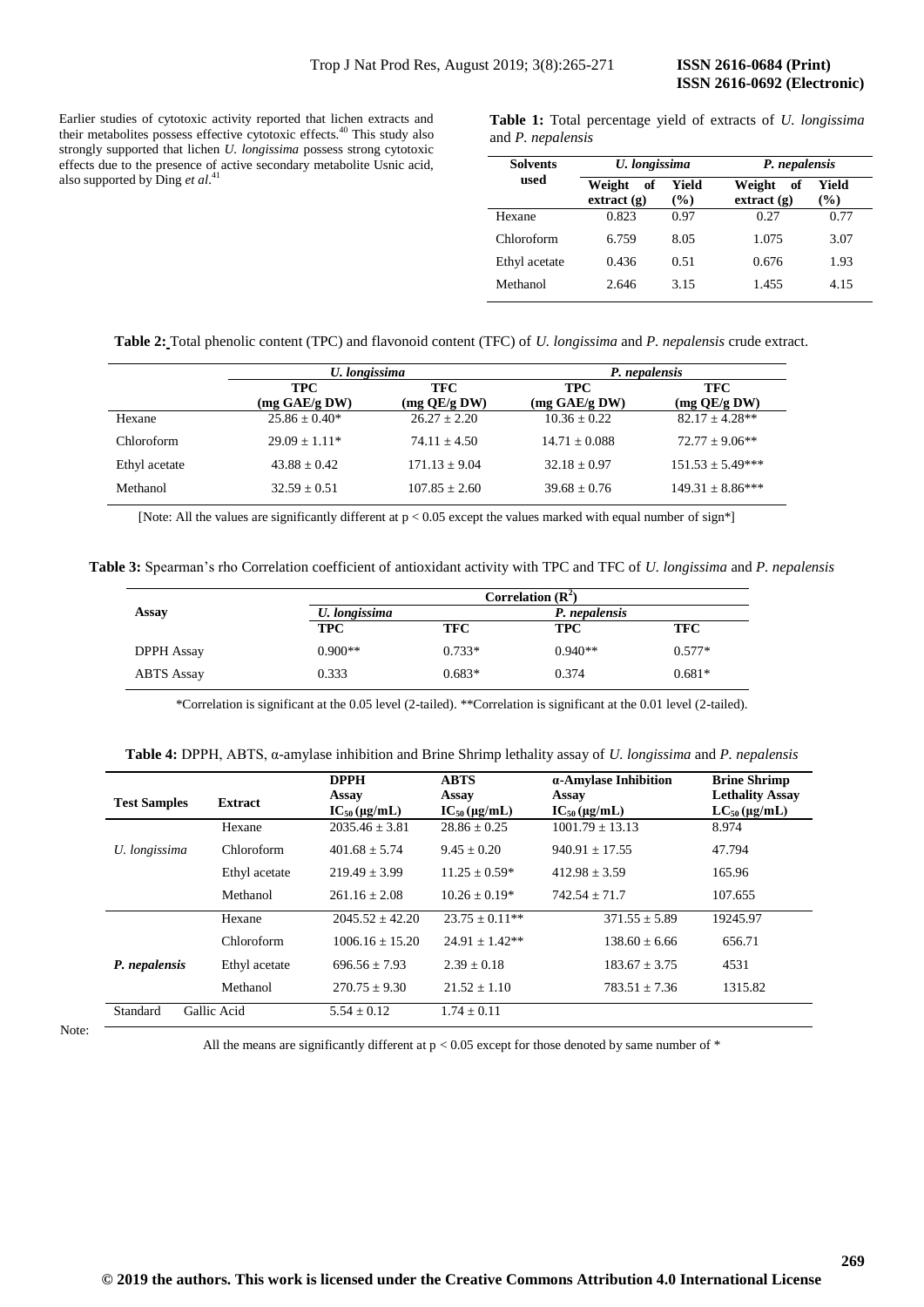Earlier studies of cytotoxic activity reported that lichen extracts and their metabolites possess effective cytotoxic effects.[40] This study also strongly supported that lichen *U. longissima* possess strong cytotoxic effects due to the presence of active secondary metabolite Usnic acid, also supported by Ding *et al*.[41]

**Table 1:** Total percentage yield of extracts of *U. longissima* and *P. nepalensis*

| Solvents used | *U. longissima* | | *P. nepalensis* | |
|---|---|---|---|---|
| | Weight of extract (g) | Yield (%) | Weight of extract (g) | Yield (%) |
| Hexane | 0.823 | 0.97 | 0.27 | 0.77 |
| Chloroform | 6.759 | 8.05 | 1.075 | 3.07 |
| Ethyl acetate | 0.436 | 0.51 | 0.676 | 1.93 |
| Methanol | 2.646 | 3.15 | 1.455 | 4.15 |

**Table 2:** Total phenolic content (TPC) and flavonoid content (TFC) of *U. longissima* and *P. nepalensis* crude extract.

| | *U. longissima* | | *P. nepalensis* | |
|---|---|---|---|---|
| | TPC (mg GAE/g DW) | TFC (mg QE/g DW) | TPC (mg GAE/g DW) | TFC (mg QE/g DW) |
| Hexane | 25.86 ± 0.40* | 26.27 ± 2.20 | 10.36 ± 0.22 | 82.17 ± 4.28** |
| Chloroform | 29.09 ± 1.11* | 74.11 ± 4.50 | 14.71 ± 0.088 | 72.77 ± 9.06** |
| Ethyl acetate | 43.88 ± 0.42 | 171.13 ± 9.04 | 32.18 ± 0.97 | 151.53 ± 5.49*** |
| Methanol | 32.59 ± 0.51 | 107.85 ± 2.60 | 39.68 ± 0.76 | 149.31 ± 8.86*** |

[Note: All the values are significantly different at $p < 0.05$ except the values marked with equal number of sign*]

**Table 3:** Spearman's rho Correlation coefficient of antioxidant activity with TPC and TFC of *U. longissima* and *P. nepalensis*

| Assay | Correlation ($R^2$) | | | |
|---|---|---|---|---|
| | *U. longissima* | | *P. nepalensis* | |
| | TPC | TFC | TPC | TFC |
| DPPH Assay | 0.900** | 0.733* | 0.940** | 0.577* |
| ABTS Assay | 0.333 | 0.683* | 0.374 | 0.681* |

*Correlation is significant at the 0.05 level (2-tailed). **Correlation is significant at the 0.01 level (2-tailed).

**Table 4:** DPPH, ABTS, α-amylase inhibition and Brine Shrimp lethality assay of *U. longissima* and *P. nepalensis*

| Test Samples | Extract | DPPH Assay $IC_{50}$ (μg/mL) | ABTS Assay $IC_{50}$ (μg/mL) | α-Amylase Inhibition Assay $IC_{50}$ (μg/mL) | Brine Shrimp Lethality Assay $LC_{50}$ (μg/mL) |
|---|---|---|---|---|---|
| *U. longissima* | Hexane | 2035.46 ± 3.81 | 28.86 ± 0.25 | 1001.79 ± 13.13 | 8.974 |
| | Chloroform | 401.68 ± 5.74 | 9.45 ± 0.20 | 940.91 ± 17.55 | 47.794 |
| | Ethyl acetate | 219.49 ± 3.99 | 11.25 ± 0.59* | 412.98 ± 3.59 | 165.96 |
| | Methanol | 261.16 ± 2.08 | 10.26 ± 0.19* | 742.54 ± 71.7 | 107.655 |
| *P. nepalensis* | Hexane | 2045.52 ± 42.20 | 23.75 ± 0.11** | 371.55 ± 5.89 | 19245.97 |
| | Chloroform | 1006.16 ± 15.20 | 24.91 ± 1.42** | 138.60 ± 6.66 | 656.71 |
| | Ethyl acetate | 696.56 ± 7.93 | 2.39 ± 0.18 | 183.67 ± 3.75 | 4531 |
| | Methanol | 270.75 ± 9.30 | 21.52 ± 1.10 | 783.51 ± 7.36 | 1315.82 |
| Standard | Gallic Acid | 5.54 ± 0.12 | 1.74 ± 0.11 | | |

Note: All the means are significantly different at $p < 0.05$ except for those denoted by same number of *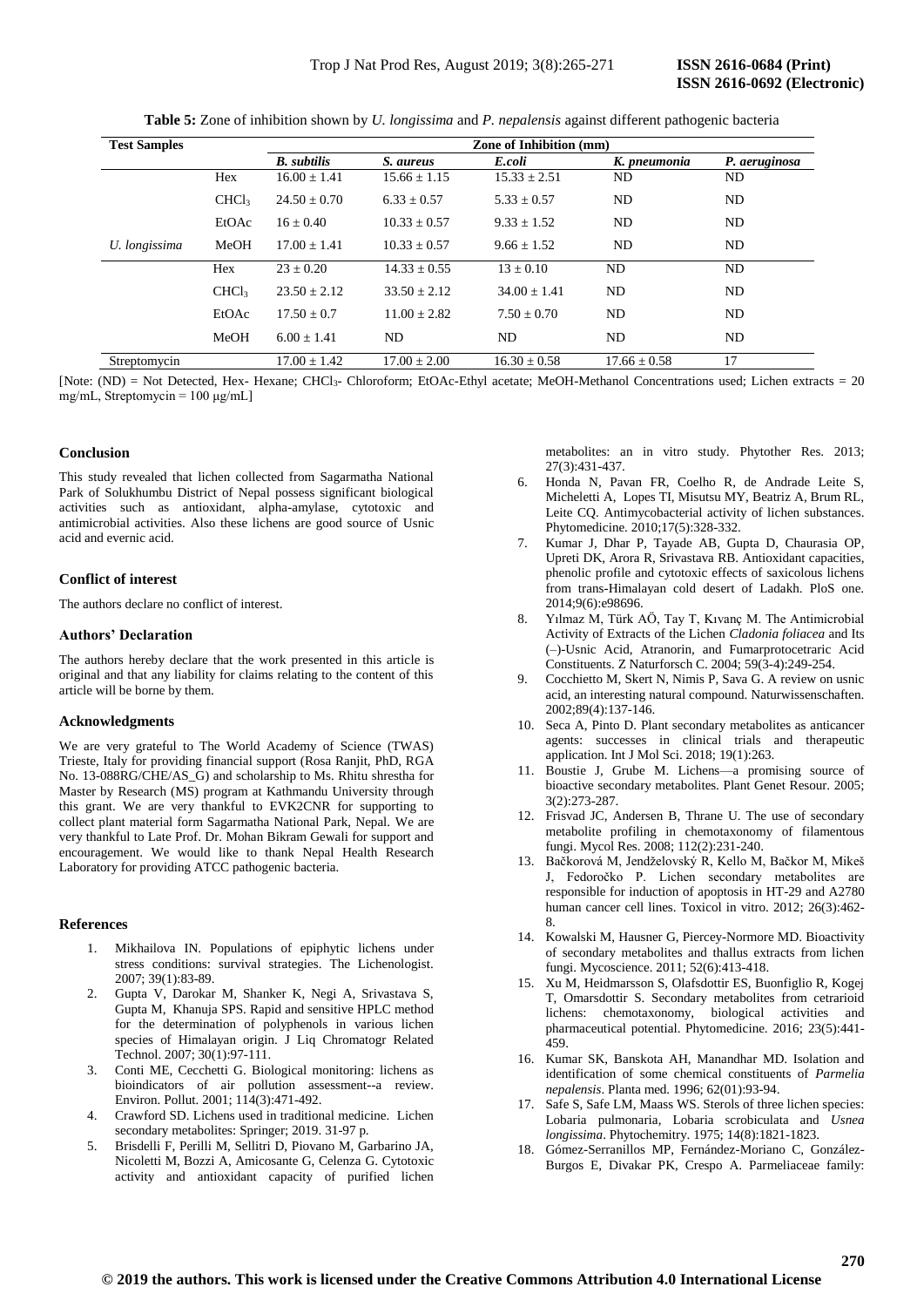**Table 5:** Zone of inhibition shown by *U. longissima* and *P. nepalensis* against different pathogenic bacteria

| Test Samples | | Zone of Inhibition (mm) | | | | |
|---|---|---|---|---|---|---|
| | | *B. subtilis* | *S. aureus* | *E.coli* | *K. pneumonia* | *P. aeruginosa* |
| | Hex | 16.00 ± 1.41 | 15.66 ± 1.15 | 15.33 ± 2.51 | ND | ND |
| | $CHCl_3$ | 24.50 ± 0.70 | 6.33 ± 0.57 | 5.33 ± 0.57 | ND | ND |
| | EtOAc | 16 ± 0.40 | 10.33 ± 0.57 | 9.33 ± 1.52 | ND | ND |
| *U. longissima* | MeOH | 17.00 ± 1.41 | 10.33 ± 0.57 | 9.66 ± 1.52 | ND | ND |
| | Hex | 23 ± 0.20 | 14.33 ± 0.55 | 13 ± 0.10 | ND | ND |
| | $CHCl_3$ | 23.50 ± 2.12 | 33.50 ± 2.12 | 34.00 ± 1.41 | ND | ND |
| | EtOAc | 17.50 ± 0.7 | 11.00 ± 2.82 | 7.50 ± 0.70 | ND | ND |
| | MeOH | 6.00 ± 1.41 | ND | ND | ND | ND |
| Streptomycin | | 17.00 ± 1.42 | 17.00 ± 2.00 | 16.30 ± 0.58 | 17.66 ± 0.58 | 17 |

[Note: (ND) = Not Detected, Hex- Hexane; $CHCl_3$- Chloroform; EtOAc-Ethyl acetate; MeOH-Methanol Concentrations used; Lichen extracts = 20 mg/mL, Streptomycin = 100 μg/mL]

## Conclusion

This study revealed that lichen collected from Sagarmatha National Park of Solukhumbu District of Nepal possess significant biological activities such as antioxidant, alpha-amylase, cytotoxic and antimicrobial activities. Also these lichens are good source of Usnic acid and evernic acid.

## Conflict of interest

The authors declare no conflict of interest.

## Authors' Declaration

The authors hereby declare that the work presented in this article is original and that any liability for claims relating to the content of this article will be borne by them.

## Acknowledgments

We are very grateful to The World Academy of Science (TWAS) Trieste, Italy for providing financial support (Rosa Ranjit, PhD, RGA No. 13-088RG/CHE/AS_G) and scholarship to Ms. Rhitu shrestha for Master by Research (MS) program at Kathmandu University through this grant. We are very thankful to EVK2CNR for supporting to collect plant material form Sagarmatha National Park, Nepal. We are very thankful to Late Prof. Dr. Mohan Bikram Gewali for support and encouragement. We would like to thank Nepal Health Research Laboratory for providing ATCC pathogenic bacteria.

## References

1. Mikhailova IN. Populations of epiphytic lichens under stress conditions: survival strategies. The Lichenologist. 2007; 39(1):83-89.
2. Gupta V, Darokar M, Shanker K, Negi A, Srivastava S, Gupta M, Khanuja SPS. Rapid and sensitive HPLC method for the determination of polyphenols in various lichen species of Himalayan origin. J Liq Chromatogr Related Technol. 2007; 30(1):97-111.
3. Conti ME, Cecchetti G. Biological monitoring: lichens as bioindicators of air pollution assessment--a review. Environ. Pollut. 2001; 114(3):471-492.
4. Crawford SD. Lichens used in traditional medicine. Lichen secondary metabolites: Springer; 2019. 31-97 p.
5. Brisdelli F, Perilli M, Sellitri D, Piovano M, Garbarino JA, Nicoletti M, Bozzi A, Amicosante G, Celenza G. Cytotoxic activity and antioxidant capacity of purified lichen metabolites: an in vitro study. Phytother Res. 2013; 27(3):431-437.
6. Honda N, Pavan FR, Coelho R, de Andrade Leite S, Micheletti A, Lopes TI, Misutsu MY, Beatriz A, Brum RL, Leite CQ. Antimycobacterial activity of lichen substances. Phytomedicine. 2010;17(5):328-332.
7. Kumar J, Dhar P, Tayade AB, Gupta D, Chaurasia OP, Upreti DK, Arora R, Srivastava RB. Antioxidant capacities, phenolic profile and cytotoxic effects of saxicolous lichens from trans-Himalayan cold desert of Ladakh. PloS one. 2014;9(6):e98696.
8. Yılmaz M, Türk AÖ, Tay T, Kıvanç M. The Antimicrobial Activity of Extracts of the Lichen *Cladonia foliacea* and Its (–)-Usnic Acid, Atranorin, and Fumarprotocetraric Acid Constituents. Z Naturforsch C. 2004; 59(3-4):249-254.
9. Cocchietto M, Skert N, Nimis P, Sava G. A review on usnic acid, an interesting natural compound. Naturwissenschaften. 2002;89(4):137-146.
10. Seca A, Pinto D. Plant secondary metabolites as anticancer agents: successes in clinical trials and therapeutic application. Int J Mol Sci. 2018; 19(1):263.
11. Boustie J, Grube M. Lichens—a promising source of bioactive secondary metabolites. Plant Genet Resour. 2005; 3(2):273-287.
12. Frisvad JC, Andersen B, Thrane U. The use of secondary metabolite profiling in chemotaxonomy of filamentous fungi. Mycol Res. 2008; 112(2):231-240.
13. Bačkorová M, Jendželovský R, Kello M, Bačkor M, Mikeš J, Fedoročko P. Lichen secondary metabolites are responsible for induction of apoptosis in HT-29 and A2780 human cancer cell lines. Toxicol in vitro. 2012; 26(3):462-8.
14. Kowalski M, Hausner G, Piercey-Normore MD. Bioactivity of secondary metabolites and thallus extracts from lichen fungi. Mycoscience. 2011; 52(6):413-418.
15. Xu M, Heidmarsson S, Olafsdottir ES, Buonfiglio R, Kogej T, Omarsdottir S. Secondary metabolites from cetrarioid lichens: chemotaxonomy, biological activities and pharmaceutical potential. Phytomedicine. 2016; 23(5):441-459.
16. Kumar SK, Banskota AH, Manandhar MD. Isolation and identification of some chemical constituents of *Parmelia nepalensis*. Planta med. 1996; 62(01):93-94.
17. Safe S, Safe LM, Maass WS. Sterols of three lichen species: Lobaria pulmonaria, Lobaria scrobiculata and *Usnea longissima*. Phytochemitry. 1975; 14(8):1821-1823.
18. Gómez-Serranillos MP, Fernández-Moriano C, González-Burgos E, Divakar PK, Crespo A. Parmeliaceae family: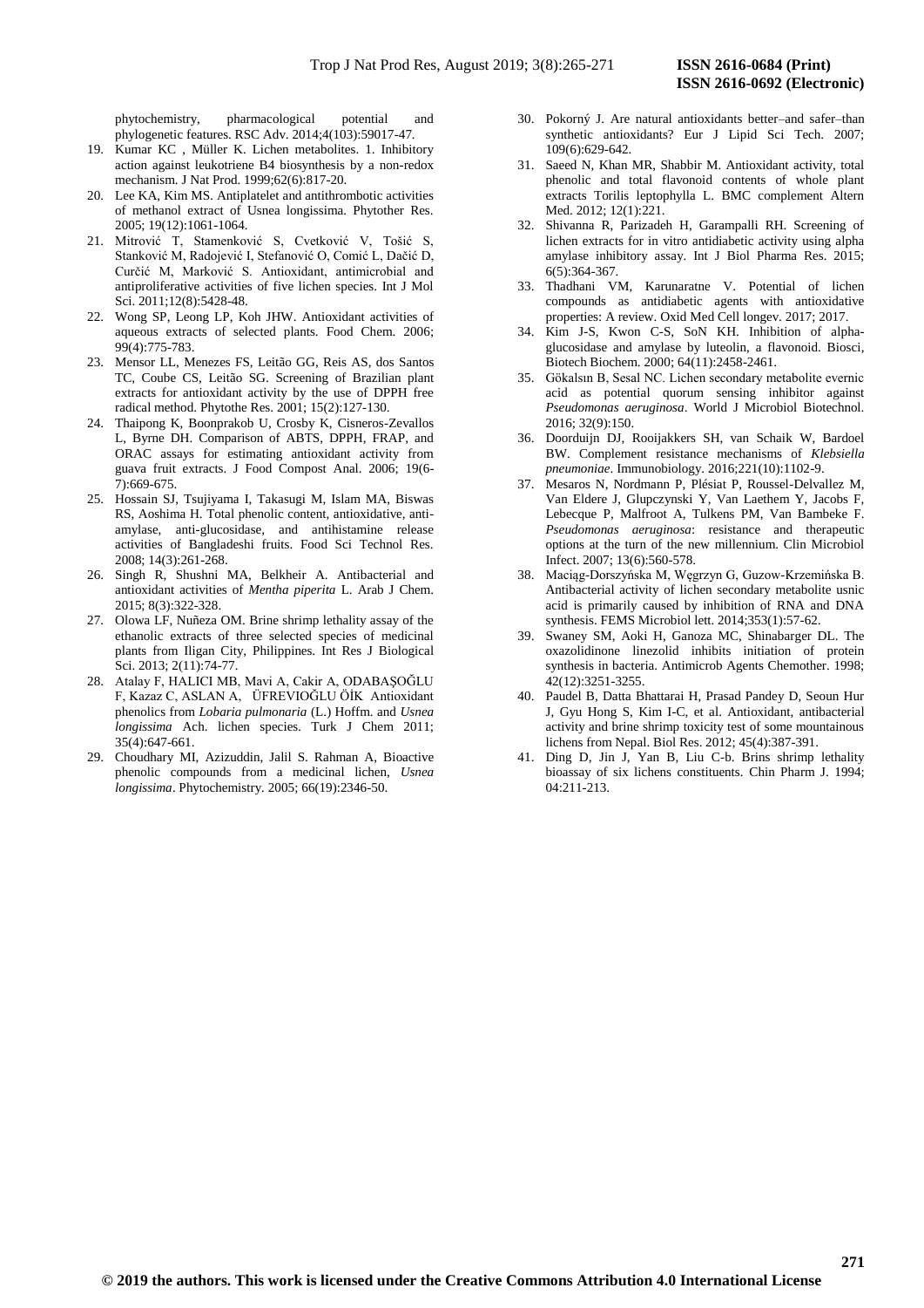phytochemistry, pharmacological potential and phylogenetic features. RSC Adv. 2014;4(103):59017-47.

19. Kumar KC , Müller K. Lichen metabolites. 1. Inhibitory action against leukotriene B4 biosynthesis by a non-redox mechanism. J Nat Prod. 1999;62(6):817-20.
20. Lee KA, Kim MS. Antiplatelet and antithrombotic activities of methanol extract of Usnea longissima. Phytother Res. 2005; 19(12):1061-1064.
21. Mitrović T, Stamenković S, Cvetković V, Tošić S, Stanković M, Radojević I, Stefanović O, Comić L, Dačić D, Curčić M, Marković S. Antioxidant, antimicrobial and antiproliferative activities of five lichen species. Int J Mol Sci. 2011;12(8):5428-48.
22. Wong SP, Leong LP, Koh JHW. Antioxidant activities of aqueous extracts of selected plants. Food Chem. 2006; 99(4):775-783.
23. Mensor LL, Menezes FS, Leitão GG, Reis AS, dos Santos TC, Coube CS, Leitão SG. Screening of Brazilian plant extracts for antioxidant activity by the use of DPPH free radical method. Phytothe Res. 2001; 15(2):127-130.
24. Thaipong K, Boonprakob U, Crosby K, Cisneros-Zevallos L, Byrne DH. Comparison of ABTS, DPPH, FRAP, and ORAC assays for estimating antioxidant activity from guava fruit extracts. J Food Compost Anal. 2006; 19(6-7):669-675.
25. Hossain SJ, Tsujiyama I, Takasugi M, Islam MA, Biswas RS, Aoshima H. Total phenolic content, antioxidative, anti-amylase, anti-glucosidase, and antihistamine release activities of Bangladeshi fruits. Food Sci Technol Res. 2008; 14(3):261-268.
26. Singh R, Shushni MA, Belkheir A. Antibacterial and antioxidant activities of *Mentha piperita* L. Arab J Chem. 2015; 8(3):322-328.
27. Olowa LF, Nuñeza OM. Brine shrimp lethality assay of the ethanolic extracts of three selected species of medicinal plants from Iligan City, Philippines. Int Res J Biological Sci. 2013; 2(11):74-77.
28. Atalay F, HALICI MB, Mavi A, Cakir A, ODABAŞOĞLU F, Kazaz C, ASLAN A, ÜFREVIOĞLU ÖİK Antioxidant phenolics from *Lobaria pulmonaria* (L.) Hoffm. and *Usnea longissima* Ach. lichen species. Turk J Chem 2011; 35(4):647-661.
29. Choudhary MI, Azizuddin, Jalil S. Rahman A, Bioactive phenolic compounds from a medicinal lichen, *Usnea longissima*. Phytochemistry. 2005; 66(19):2346-50.
30. Pokorný J. Are natural antioxidants better–and safer–than synthetic antioxidants? Eur J Lipid Sci Tech. 2007; 109(6):629-642.
31. Saeed N, Khan MR, Shabbir M. Antioxidant activity, total phenolic and total flavonoid contents of whole plant extracts Torilis leptophylla L. BMC complement Altern Med. 2012; 12(1):221.
32. Shivanna R, Parizadeh H, Garampalli RH. Screening of lichen extracts for in vitro antidiabetic activity using alpha amylase inhibitory assay. Int J Biol Pharma Res. 2015; 6(5):364-367.
33. Thadhani VM, Karunaratne V. Potential of lichen compounds as antidiabetic agents with antioxidative properties: A review. Oxid Med Cell longev. 2017; 2017.
34. Kim J-S, Kwon C-S, SoN KH. Inhibition of alpha-glucosidase and amylase by luteolin, a flavonoid. Biosci, Biotech Biochem. 2000; 64(11):2458-2461.
35. Gökalsın B, Sesal NC. Lichen secondary metabolite evernic acid as potential quorum sensing inhibitor against *Pseudomonas aeruginosa*. World J Microbiol Biotechnol. 2016; 32(9):150.
36. Doorduijn DJ, Rooijakkers SH, van Schaik W, Bardoel BW. Complement resistance mechanisms of *Klebsiella pneumoniae*. Immunobiology. 2016;221(10):1102-9.
37. Mesaros N, Nordmann P, Plésiat P, Roussel-Delvallez M, Van Eldere J, Glupczynski Y, Van Laethem Y, Jacobs F, Lebecque P, Malfroot A, Tulkens PM, Van Bambeke F. *Pseudomonas aeruginosa*: resistance and therapeutic options at the turn of the new millennium. Clin Microbiol Infect. 2007; 13(6):560-578.
38. Maciąg-Dorszyńska M, Węgrzyn G, Guzow-Krzemińska B. Antibacterial activity of lichen secondary metabolite usnic acid is primarily caused by inhibition of RNA and DNA synthesis. FEMS Microbiol lett. 2014;353(1):57-62.
39. Swaney SM, Aoki H, Ganoza MC, Shinabarger DL. The oxazolidinone linezolid inhibits initiation of protein synthesis in bacteria. Antimicrob Agents Chemother. 1998; 42(12):3251-3255.
40. Paudel B, Datta Bhattarai H, Prasad Pandey D, Seoun Hur J, Gyu Hong S, Kim I-C, et al. Antioxidant, antibacterial activity and brine shrimp toxicity test of some mountainous lichens from Nepal. Biol Res. 2012; 45(4):387-391.
41. Ding D, Jin J, Yan B, Liu C-b. Brins shrimp lethality bioassay of six lichens constituents. Chin Pharm J. 1994; 04:211-213.